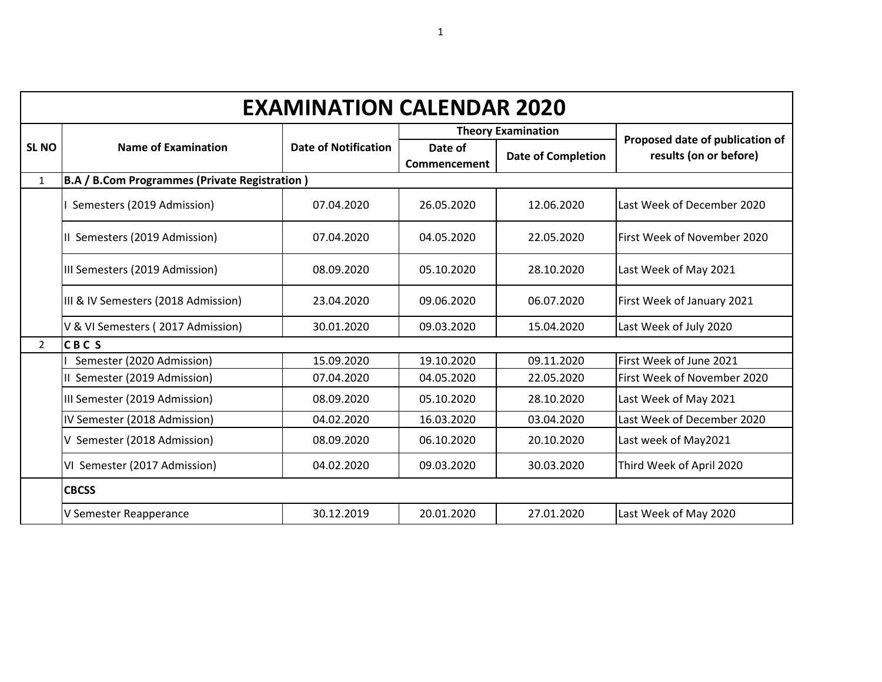# EXAMINATION CALENDAR 2020

| SL NO | Name of Examination | Date of Notification | Theory Examination | | Proposed date of publication of results (on or before) |
|---|---|---|---|---|---|
| | | | Date of Commencement | Date of Completion | |
| 1 | **B.A / B.Com Programmes (Private Registration )** | | | | |
| | I Semesters (2019 Admission) | 07.04.2020 | 26.05.2020 | 12.06.2020 | Last Week of December 2020 |
| | II Semesters (2019 Admission) | 07.04.2020 | 04.05.2020 | 22.05.2020 | First Week of November 2020 |
| | III Semesters (2019 Admission) | 08.09.2020 | 05.10.2020 | 28.10.2020 | Last Week of May 2021 |
| | III & IV Semesters (2018 Admission) | 23.04.2020 | 09.06.2020 | 06.07.2020 | First Week of January 2021 |
| | V & VI Semesters ( 2017 Admission) | 30.01.2020 | 09.03.2020 | 15.04.2020 | Last Week of July 2020 |
| 2 | **C B C S** | | | | |
| | I Semester (2020 Admission) | 15.09.2020 | 19.10.2020 | 09.11.2020 | First Week of June 2021 |
| | II Semester (2019 Admission) | 07.04.2020 | 04.05.2020 | 22.05.2020 | First Week of November 2020 |
| | III Semester (2019 Admission) | 08.09.2020 | 05.10.2020 | 28.10.2020 | Last Week of May 2021 |
| | IV Semester (2018 Admission) | 04.02.2020 | 16.03.2020 | 03.04.2020 | Last Week of December 2020 |
| | V Semester (2018 Admission) | 08.09.2020 | 06.10.2020 | 20.10.2020 | Last week of May2021 |
| | VI Semester (2017 Admission) | 04.02.2020 | 09.03.2020 | 30.03.2020 | Third Week of April 2020 |
| | **CBCSS** | | | | |
| | V Semester Reapperance | 30.12.2019 | 20.01.2020 | 27.01.2020 | Last Week of May 2020 |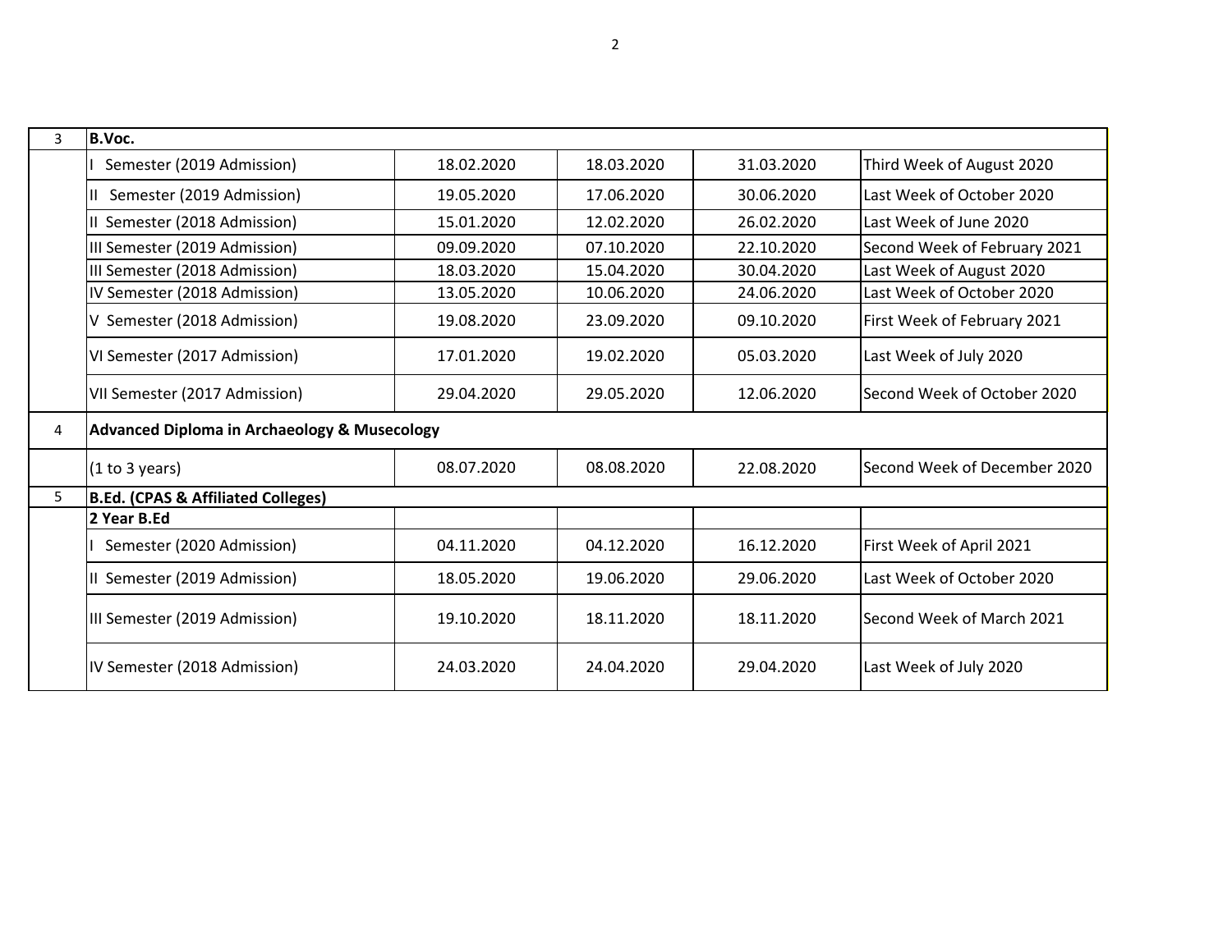| 3 | **B.Voc.** | | | | |
|---|---|---|---|---|---|
| | I Semester (2019 Admission) | 18.02.2020 | 18.03.2020 | 31.03.2020 | Third Week of August 2020 |
| | II Semester (2019 Admission) | 19.05.2020 | 17.06.2020 | 30.06.2020 | Last Week of October 2020 |
| | II Semester (2018 Admission) | 15.01.2020 | 12.02.2020 | 26.02.2020 | Last Week of June 2020 |
| | III Semester (2019 Admission) | 09.09.2020 | 07.10.2020 | 22.10.2020 | Second Week of February 2021 |
| | III Semester (2018 Admission) | 18.03.2020 | 15.04.2020 | 30.04.2020 | Last Week of August 2020 |
| | IV Semester (2018 Admission) | 13.05.2020 | 10.06.2020 | 24.06.2020 | Last Week of October 2020 |
| | V Semester (2018 Admission) | 19.08.2020 | 23.09.2020 | 09.10.2020 | First Week of February 2021 |
| | VI Semester (2017 Admission) | 17.01.2020 | 19.02.2020 | 05.03.2020 | Last Week of July 2020 |
| | VII Semester (2017 Admission) | 29.04.2020 | 29.05.2020 | 12.06.2020 | Second Week of October 2020 |
| 4 | **Advanced Diploma in Archaeology & Musecology** | | | | |
| | (1 to 3 years) | 08.07.2020 | 08.08.2020 | 22.08.2020 | Second Week of December 2020 |
| 5 | **B.Ed. (CPAS & Affiliated Colleges)** | | | | |
| | **2 Year B.Ed** | | | | |
| | I Semester (2020 Admission) | 04.11.2020 | 04.12.2020 | 16.12.2020 | First Week of April 2021 |
| | II Semester (2019 Admission) | 18.05.2020 | 19.06.2020 | 29.06.2020 | Last Week of October 2020 |
| | III Semester (2019 Admission) | 19.10.2020 | 18.11.2020 | 18.11.2020 | Second Week of March 2021 |
| | IV Semester (2018 Admission) | 24.03.2020 | 24.04.2020 | 29.04.2020 | Last Week of July 2020 |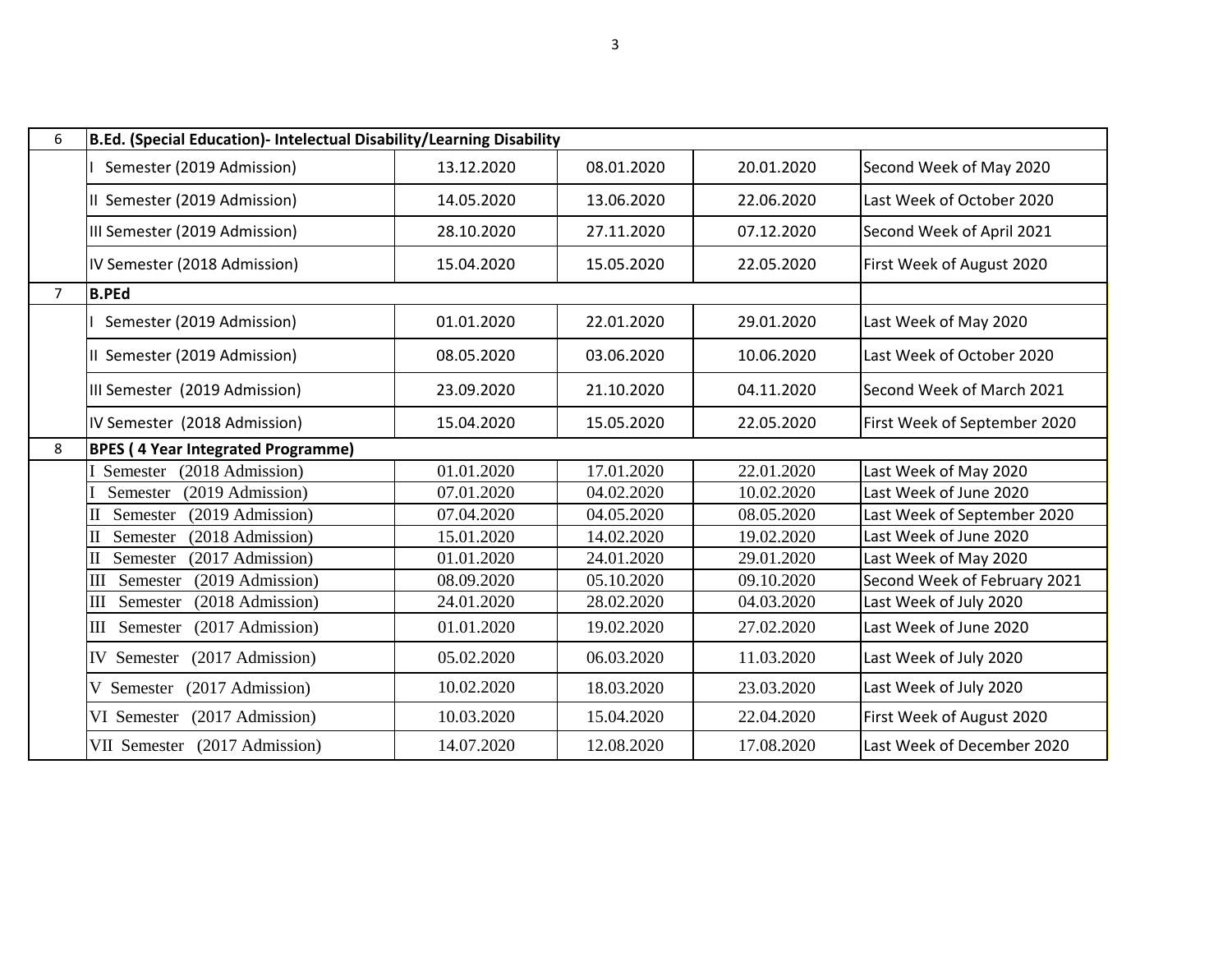| 6 | B.Ed. (Special Education)- Intelectual Disability/Learning Disability | | | | |
|---|---|---|---|---|---|
| | I Semester (2019 Admission) | 13.12.2020 | 08.01.2020 | 20.01.2020 | Second Week of May 2020 |
| | II Semester (2019 Admission) | 14.05.2020 | 13.06.2020 | 22.06.2020 | Last Week of October 2020 |
| | III Semester (2019 Admission) | 28.10.2020 | 27.11.2020 | 07.12.2020 | Second Week of April 2021 |
| | IV Semester (2018 Admission) | 15.04.2020 | 15.05.2020 | 22.05.2020 | First Week of August 2020 |
| 7 | **B.PEd** | | | | |
| | I Semester (2019 Admission) | 01.01.2020 | 22.01.2020 | 29.01.2020 | Last Week of May 2020 |
| | II Semester (2019 Admission) | 08.05.2020 | 03.06.2020 | 10.06.2020 | Last Week of October 2020 |
| | III Semester (2019 Admission) | 23.09.2020 | 21.10.2020 | 04.11.2020 | Second Week of March 2021 |
| | IV Semester (2018 Admission) | 15.04.2020 | 15.05.2020 | 22.05.2020 | First Week of September 2020 |
| 8 | **BPES ( 4 Year Integrated Programme)** | | | | |
| | I Semester (2018 Admission) | 01.01.2020 | 17.01.2020 | 22.01.2020 | Last Week of May 2020 |
| | I Semester (2019 Admission) | 07.01.2020 | 04.02.2020 | 10.02.2020 | Last Week of June 2020 |
| | II Semester (2019 Admission) | 07.04.2020 | 04.05.2020 | 08.05.2020 | Last Week of September 2020 |
| | II Semester (2018 Admission) | 15.01.2020 | 14.02.2020 | 19.02.2020 | Last Week of June 2020 |
| | II Semester (2017 Admission) | 01.01.2020 | 24.01.2020 | 29.01.2020 | Last Week of May 2020 |
| | III Semester (2019 Admission) | 08.09.2020 | 05.10.2020 | 09.10.2020 | Second Week of February 2021 |
| | III Semester (2018 Admission) | 24.01.2020 | 28.02.2020 | 04.03.2020 | Last Week of July 2020 |
| | III Semester (2017 Admission) | 01.01.2020 | 19.02.2020 | 27.02.2020 | Last Week of June 2020 |
| | IV Semester (2017 Admission) | 05.02.2020 | 06.03.2020 | 11.03.2020 | Last Week of July 2020 |
| | V Semester (2017 Admission) | 10.02.2020 | 18.03.2020 | 23.03.2020 | Last Week of July 2020 |
| | VI Semester (2017 Admission) | 10.03.2020 | 15.04.2020 | 22.04.2020 | First Week of August 2020 |
| | VII Semester (2017 Admission) | 14.07.2020 | 12.08.2020 | 17.08.2020 | Last Week of December 2020 |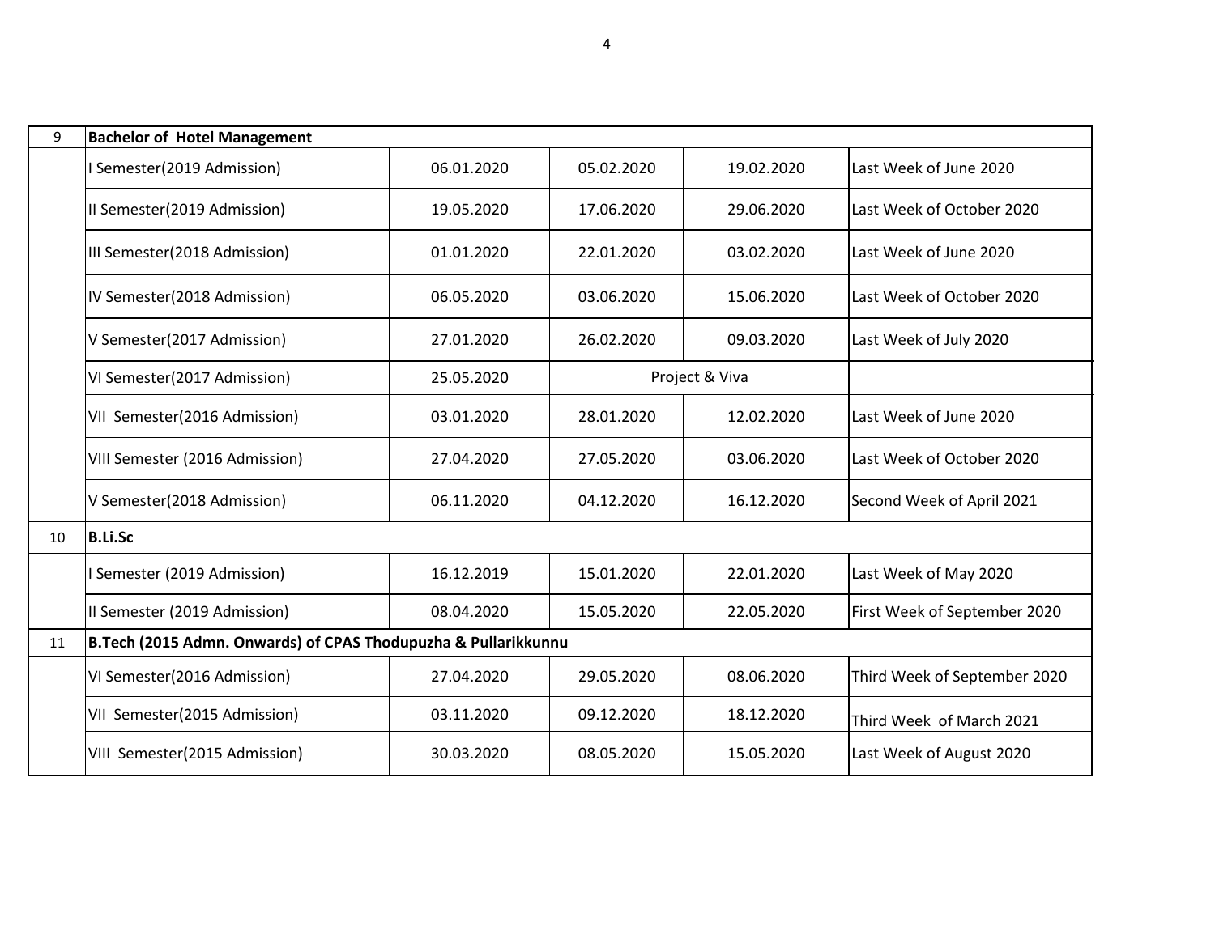| | | | | | |
|---|---|---|---|---|---|
| 9 | **Bachelor of Hotel Management** | | | | |
| | I Semester(2019 Admission) | 06.01.2020 | 05.02.2020 | 19.02.2020 | Last Week of June 2020 |
| | II Semester(2019 Admission) | 19.05.2020 | 17.06.2020 | 29.06.2020 | Last Week of October 2020 |
| | III Semester(2018 Admission) | 01.01.2020 | 22.01.2020 | 03.02.2020 | Last Week of June 2020 |
| | IV Semester(2018 Admission) | 06.05.2020 | 03.06.2020 | 15.06.2020 | Last Week of October 2020 |
| | V Semester(2017 Admission) | 27.01.2020 | 26.02.2020 | 09.03.2020 | Last Week of July 2020 |
| | VI Semester(2017 Admission) | 25.05.2020 | Project & Viva | | |
| | VII Semester(2016 Admission) | 03.01.2020 | 28.01.2020 | 12.02.2020 | Last Week of June 2020 |
| | VIII Semester (2016 Admission) | 27.04.2020 | 27.05.2020 | 03.06.2020 | Last Week of October 2020 |
| | V Semester(2018 Admission) | 06.11.2020 | 04.12.2020 | 16.12.2020 | Second Week of April 2021 |
| 10 | **B.Li.Sc** | | | | |
| | I Semester (2019 Admission) | 16.12.2019 | 15.01.2020 | 22.01.2020 | Last Week of May 2020 |
| | II Semester (2019 Admission) | 08.04.2020 | 15.05.2020 | 22.05.2020 | First Week of September 2020 |
| 11 | **B.Tech (2015 Admn. Onwards) of CPAS Thodupuzha & Pullarikkunnu** | | | | |
| | VI Semester(2016 Admission) | 27.04.2020 | 29.05.2020 | 08.06.2020 | Third Week of September 2020 |
| | VII Semester(2015 Admission) | 03.11.2020 | 09.12.2020 | 18.12.2020 | Third Week of March 2021 |
| | VIII Semester(2015 Admission) | 30.03.2020 | 08.05.2020 | 15.05.2020 | Last Week of August 2020 |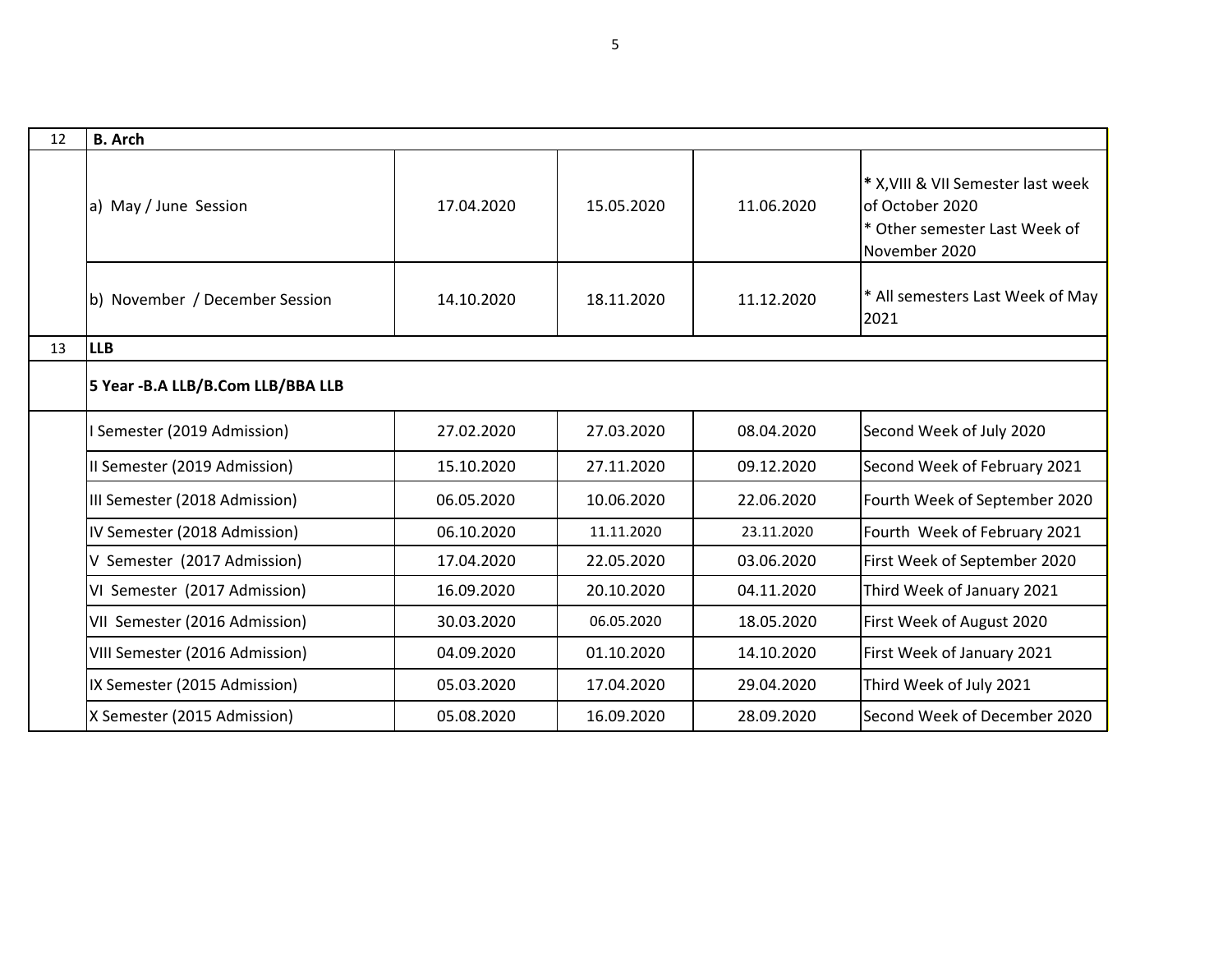| 12 | **B. Arch** | | | | |
|---|---|---|---|---|---|
| | a) May / June Session | 17.04.2020 | 15.05.2020 | 11.06.2020 | **\*** X,VIII & VII Semester last week of October 2020<br>* Other semester Last Week of November 2020 |
| | b) November / December Session | 14.10.2020 | 18.11.2020 | 11.12.2020 | * All semesters Last Week of May 2021 |
| 13 | **LLB** | | | | |
| | **5 Year -B.A LLB/B.Com LLB/BBA LLB** | | | | |
| | I Semester (2019 Admission) | 27.02.2020 | 27.03.2020 | 08.04.2020 | Second Week of July 2020 |
| | II Semester (2019 Admission) | 15.10.2020 | 27.11.2020 | 09.12.2020 | Second Week of February 2021 |
| | III Semester (2018 Admission) | 06.05.2020 | 10.06.2020 | 22.06.2020 | Fourth Week of September 2020 |
| | IV Semester (2018 Admission) | 06.10.2020 | 11.11.2020 | 23.11.2020 | Fourth Week of February 2021 |
| | V Semester (2017 Admission) | 17.04.2020 | 22.05.2020 | 03.06.2020 | First Week of September 2020 |
| | VI Semester (2017 Admission) | 16.09.2020 | 20.10.2020 | 04.11.2020 | Third Week of January 2021 |
| | VII Semester (2016 Admission) | 30.03.2020 | 06.05.2020 | 18.05.2020 | First Week of August 2020 |
| | VIII Semester (2016 Admission) | 04.09.2020 | 01.10.2020 | 14.10.2020 | First Week of January 2021 |
| | IX Semester (2015 Admission) | 05.03.2020 | 17.04.2020 | 29.04.2020 | Third Week of July 2021 |
| | X Semester (2015 Admission) | 05.08.2020 | 16.09.2020 | 28.09.2020 | Second Week of December 2020 |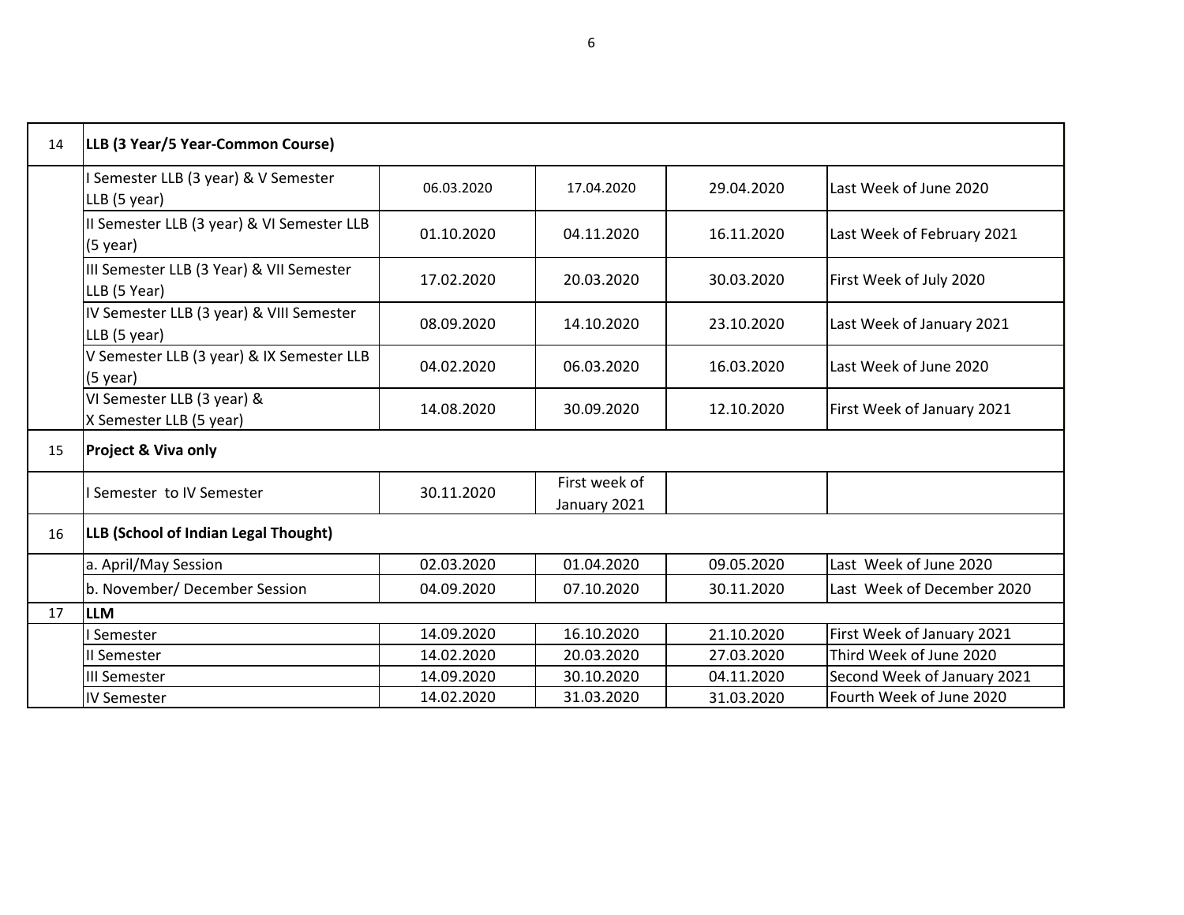| 14 | **LLB (3 Year/5 Year-Common Course)** | | | | |
|---|---|---|---|---|---|
| | I Semester LLB (3 year) & V Semester LLB (5 year) | 06.03.2020 | 17.04.2020 | 29.04.2020 | Last Week of June 2020 |
| | II Semester LLB (3 year) & VI Semester LLB (5 year) | 01.10.2020 | 04.11.2020 | 16.11.2020 | Last Week of February 2021 |
| | III Semester LLB (3 Year) & VII Semester LLB (5 Year) | 17.02.2020 | 20.03.2020 | 30.03.2020 | First Week of July 2020 |
| | IV Semester LLB (3 year) & VIII Semester LLB (5 year) | 08.09.2020 | 14.10.2020 | 23.10.2020 | Last Week of January 2021 |
| | V Semester LLB (3 year) & IX Semester LLB (5 year) | 04.02.2020 | 06.03.2020 | 16.03.2020 | Last Week of June 2020 |
| | VI Semester LLB (3 year) & X Semester LLB (5 year) | 14.08.2020 | 30.09.2020 | 12.10.2020 | First Week of January 2021 |
| 15 | **Project & Viva only** | | | | |
| | I Semester to IV Semester | 30.11.2020 | First week of January 2021 | | |
| 16 | **LLB (School of Indian Legal Thought)** | | | | |
| | a. April/May Session | 02.03.2020 | 01.04.2020 | 09.05.2020 | Last Week of June 2020 |
| | b. November/ December Session | 04.09.2020 | 07.10.2020 | 30.11.2020 | Last Week of December 2020 |
| 17 | **LLM** | | | | |
| | I Semester | 14.09.2020 | 16.10.2020 | 21.10.2020 | First Week of January 2021 |
| | II Semester | 14.02.2020 | 20.03.2020 | 27.03.2020 | Third Week of June 2020 |
| | III Semester | 14.09.2020 | 30.10.2020 | 04.11.2020 | Second Week of January 2021 |
| | IV Semester | 14.02.2020 | 31.03.2020 | 31.03.2020 | Fourth Week of June 2020 |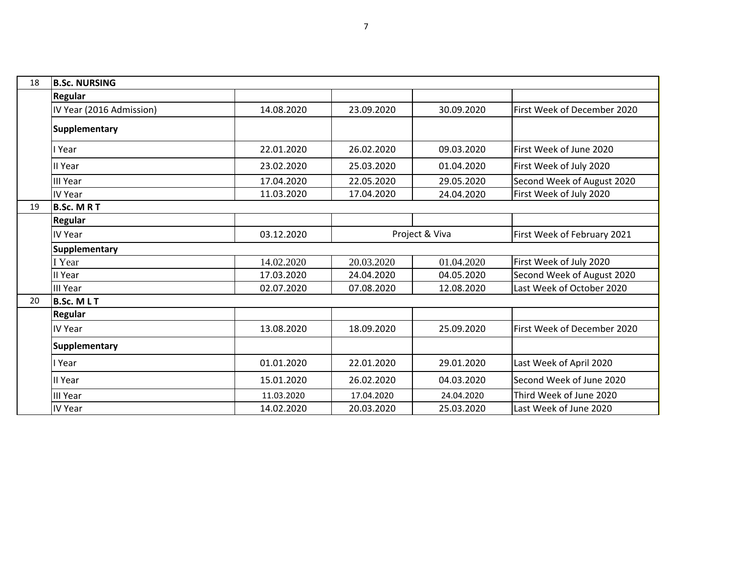| 18 | **B.Sc. NURSING** | | | | |
|---|---|---|---|---|---|
| | **Regular** | | | | |
| | IV Year (2016 Admission) | 14.08.2020 | 23.09.2020 | 30.09.2020 | First Week of December 2020 |
| | **Supplementary** | | | | |
| | I Year | 22.01.2020 | 26.02.2020 | 09.03.2020 | First Week of June 2020 |
| | II Year | 23.02.2020 | 25.03.2020 | 01.04.2020 | First Week of July 2020 |
| | III Year | 17.04.2020 | 22.05.2020 | 29.05.2020 | Second Week of August 2020 |
| | IV Year | 11.03.2020 | 17.04.2020 | 24.04.2020 | First Week of July 2020 |
| 19 | **B.Sc. M R T** | | | | |
| | **Regular** | | | | |
| | IV Year | 03.12.2020 | Project & Viva | | First Week of February 2021 |
| | **Supplementary** | | | | |
| | I Year | 14.02.2020 | 20.03.2020 | 01.04.2020 | First Week of July 2020 |
| | II Year | 17.03.2020 | 24.04.2020 | 04.05.2020 | Second Week of August 2020 |
| | III Year | 02.07.2020 | 07.08.2020 | 12.08.2020 | Last Week of October 2020 |
| 20 | **B.Sc. M L T** | | | | |
| | **Regular** | | | | |
| | IV Year | 13.08.2020 | 18.09.2020 | 25.09.2020 | First Week of December 2020 |
| | **Supplementary** | | | | |
| | I Year | 01.01.2020 | 22.01.2020 | 29.01.2020 | Last Week of April 2020 |
| | II Year | 15.01.2020 | 26.02.2020 | 04.03.2020 | Second Week of June 2020 |
| | III Year | 11.03.2020 | 17.04.2020 | 24.04.2020 | Third Week of June 2020 |
| | IV Year | 14.02.2020 | 20.03.2020 | 25.03.2020 | Last Week of June 2020 |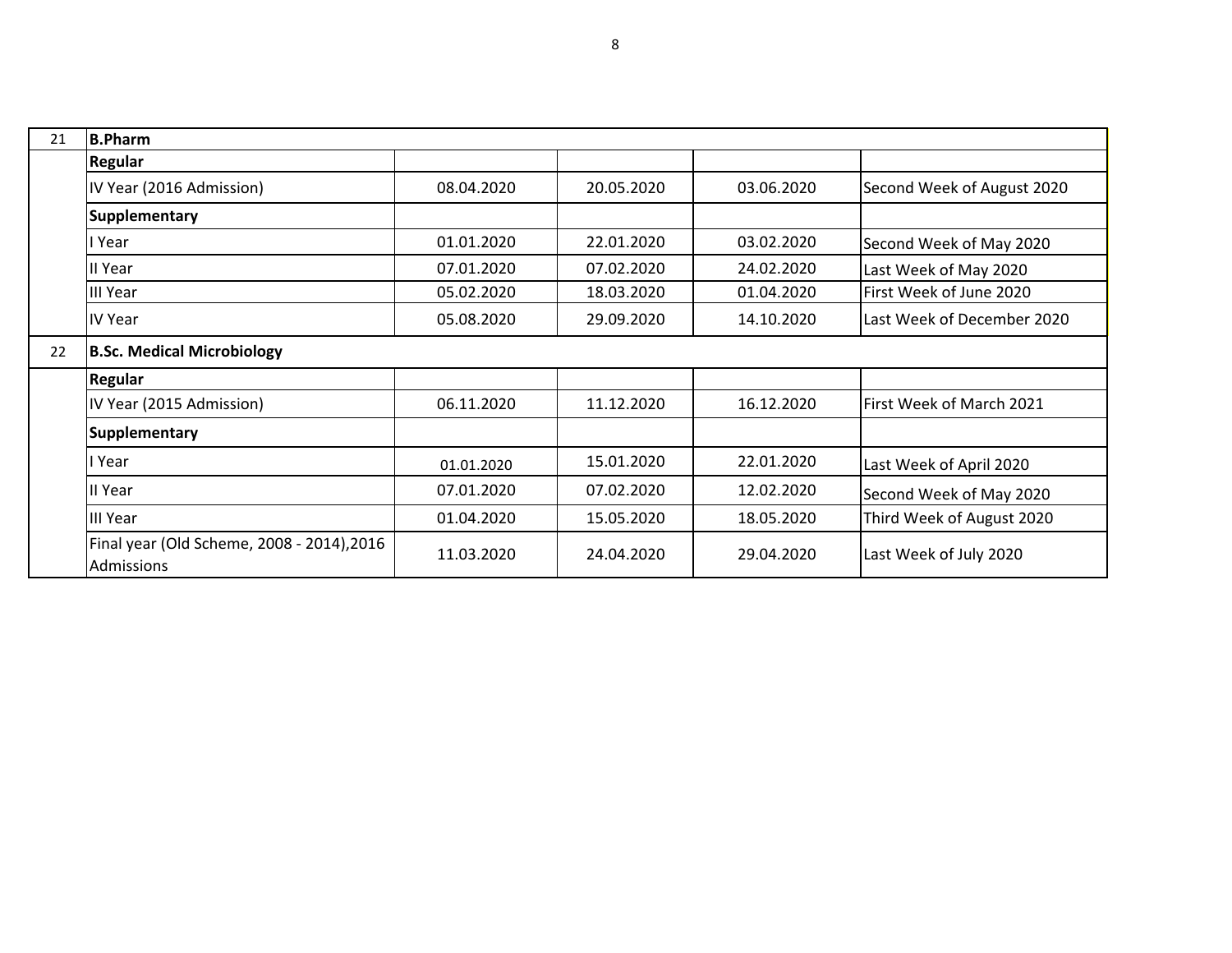| | | | | | |
|---|---|---|---|---|---|
| 21 | **B.Pharm** | | | | |
| | **Regular** | | | | |
| | IV Year (2016 Admission) | 08.04.2020 | 20.05.2020 | 03.06.2020 | Second Week of August 2020 |
| | **Supplementary** | | | | |
| | I Year | 01.01.2020 | 22.01.2020 | 03.02.2020 | Second Week of May 2020 |
| | II Year | 07.01.2020 | 07.02.2020 | 24.02.2020 | Last Week of May 2020 |
| | III Year | 05.02.2020 | 18.03.2020 | 01.04.2020 | First Week of June 2020 |
| | IV Year | 05.08.2020 | 29.09.2020 | 14.10.2020 | Last Week of December 2020 |
| 22 | **B.Sc. Medical Microbiology** | | | | |
| | **Regular** | | | | |
| | IV Year (2015 Admission) | 06.11.2020 | 11.12.2020 | 16.12.2020 | First Week of March 2021 |
| | **Supplementary** | | | | |
| | I Year | 01.01.2020 | 15.01.2020 | 22.01.2020 | Last Week of April 2020 |
| | II Year | 07.01.2020 | 07.02.2020 | 12.02.2020 | Second Week of May 2020 |
| | III Year | 01.04.2020 | 15.05.2020 | 18.05.2020 | Third Week of August 2020 |
| | Final year (Old Scheme, 2008 - 2014),2016 Admissions | 11.03.2020 | 24.04.2020 | 29.04.2020 | Last Week of July 2020 |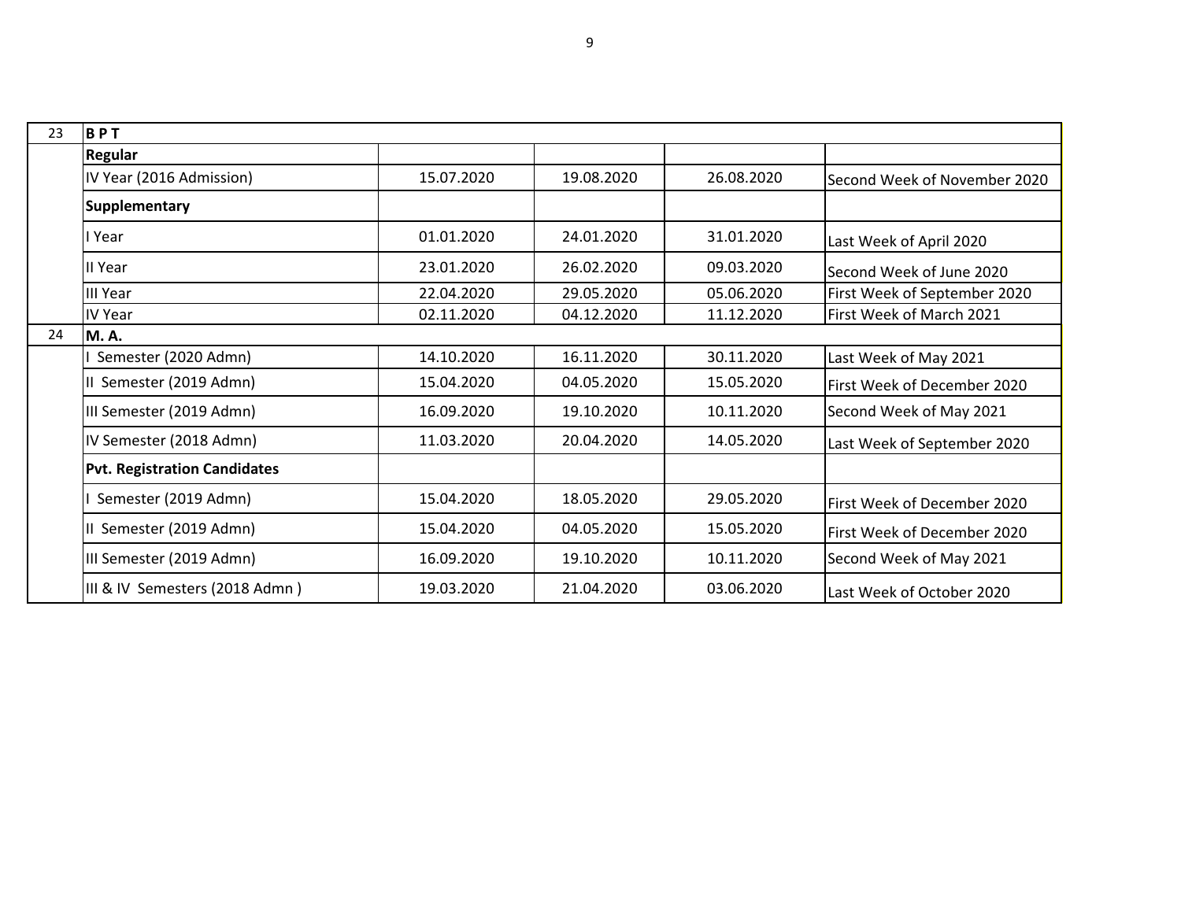| | | | | | |
|---|---|---|---|---|---|
| 23 | **B P T** | | | | |
| | **Regular** | | | | |
| | IV Year (2016 Admission) | 15.07.2020 | 19.08.2020 | 26.08.2020 | Second Week of November 2020 |
| | **Supplementary** | | | | |
| | I Year | 01.01.2020 | 24.01.2020 | 31.01.2020 | Last Week of April 2020 |
| | II Year | 23.01.2020 | 26.02.2020 | 09.03.2020 | Second Week of June 2020 |
| | III Year | 22.04.2020 | 29.05.2020 | 05.06.2020 | First Week of September 2020 |
| | IV Year | 02.11.2020 | 04.12.2020 | 11.12.2020 | First Week of March 2021 |
| 24 | **M. A.** | | | | |
| | I Semester (2020 Admn) | 14.10.2020 | 16.11.2020 | 30.11.2020 | Last Week of May 2021 |
| | II Semester (2019 Admn) | 15.04.2020 | 04.05.2020 | 15.05.2020 | First Week of December 2020 |
| | III Semester (2019 Admn) | 16.09.2020 | 19.10.2020 | 10.11.2020 | Second Week of May 2021 |
| | IV Semester (2018 Admn) | 11.03.2020 | 20.04.2020 | 14.05.2020 | Last Week of September 2020 |
| | **Pvt. Registration Candidates** | | | | |
| | I Semester (2019 Admn) | 15.04.2020 | 18.05.2020 | 29.05.2020 | First Week of December 2020 |
| | II Semester (2019 Admn) | 15.04.2020 | 04.05.2020 | 15.05.2020 | First Week of December 2020 |
| | III Semester (2019 Admn) | 16.09.2020 | 19.10.2020 | 10.11.2020 | Second Week of May 2021 |
| | III & IV Semesters (2018 Admn ) | 19.03.2020 | 21.04.2020 | 03.06.2020 | Last Week of October 2020 |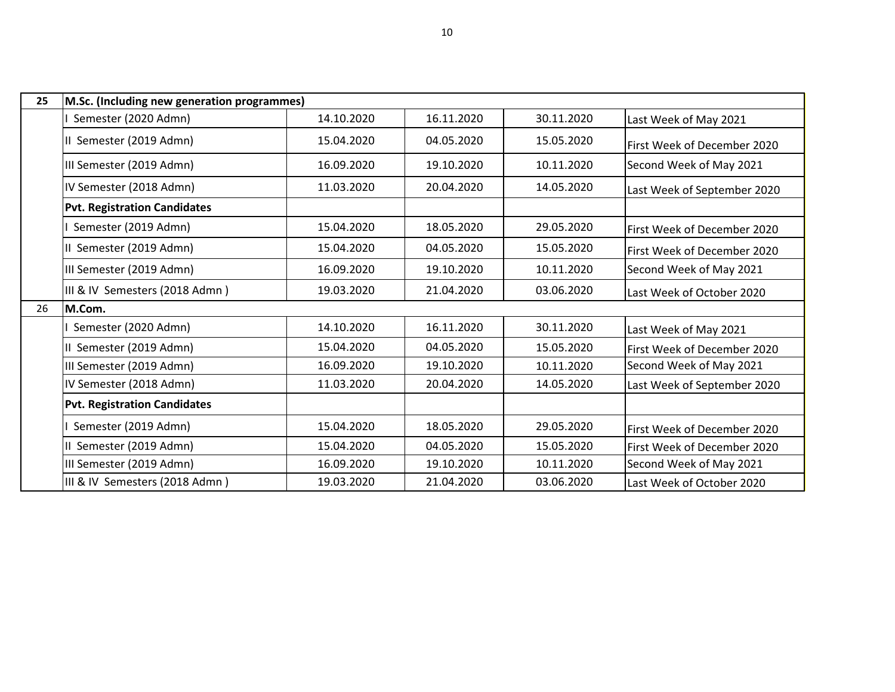| 25 | M.Sc. (Including new generation programmes) | | | | |
|---|---|---|---|---|---|
| | I Semester (2020 Admn) | 14.10.2020 | 16.11.2020 | 30.11.2020 | Last Week of May 2021 |
| | II Semester (2019 Admn) | 15.04.2020 | 04.05.2020 | 15.05.2020 | First Week of December 2020 |
| | III Semester (2019 Admn) | 16.09.2020 | 19.10.2020 | 10.11.2020 | Second Week of May 2021 |
| | IV Semester (2018 Admn) | 11.03.2020 | 20.04.2020 | 14.05.2020 | Last Week of September 2020 |
| | **Pvt. Registration Candidates** | | | | |
| | I Semester (2019 Admn) | 15.04.2020 | 18.05.2020 | 29.05.2020 | First Week of December 2020 |
| | II Semester (2019 Admn) | 15.04.2020 | 04.05.2020 | 15.05.2020 | First Week of December 2020 |
| | III Semester (2019 Admn) | 16.09.2020 | 19.10.2020 | 10.11.2020 | Second Week of May 2021 |
| | III & IV Semesters (2018 Admn ) | 19.03.2020 | 21.04.2020 | 03.06.2020 | Last Week of October 2020 |
| 26 | **M.Com.** | | | | |
| | I Semester (2020 Admn) | 14.10.2020 | 16.11.2020 | 30.11.2020 | Last Week of May 2021 |
| | II Semester (2019 Admn) | 15.04.2020 | 04.05.2020 | 15.05.2020 | First Week of December 2020 |
| | III Semester (2019 Admn) | 16.09.2020 | 19.10.2020 | 10.11.2020 | Second Week of May 2021 |
| | IV Semester (2018 Admn) | 11.03.2020 | 20.04.2020 | 14.05.2020 | Last Week of September 2020 |
| | **Pvt. Registration Candidates** | | | | |
| | I Semester (2019 Admn) | 15.04.2020 | 18.05.2020 | 29.05.2020 | First Week of December 2020 |
| | II Semester (2019 Admn) | 15.04.2020 | 04.05.2020 | 15.05.2020 | First Week of December 2020 |
| | III Semester (2019 Admn) | 16.09.2020 | 19.10.2020 | 10.11.2020 | Second Week of May 2021 |
| | III & IV Semesters (2018 Admn ) | 19.03.2020 | 21.04.2020 | 03.06.2020 | Last Week of October 2020 |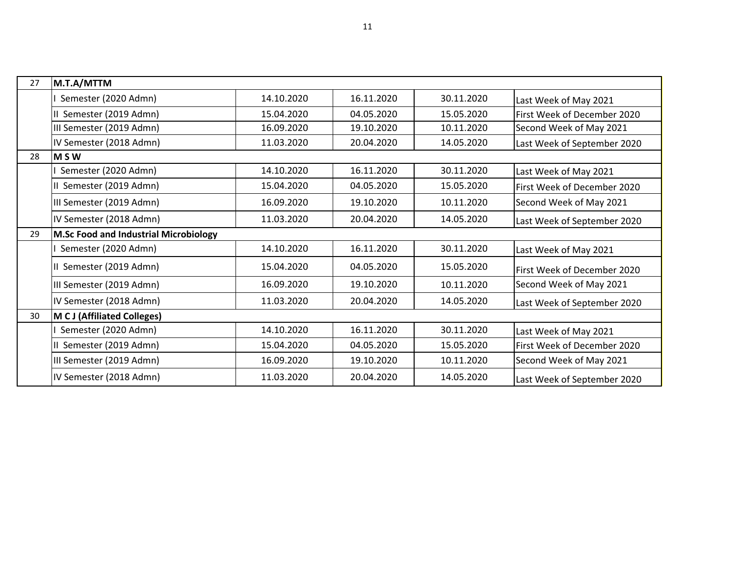| | | | | | |
|---|---|---|---|---|---|
| 27 | **M.T.A/MTTM** | | | | |
| | I Semester (2020 Admn) | 14.10.2020 | 16.11.2020 | 30.11.2020 | Last Week of May 2021 |
| | II Semester (2019 Admn) | 15.04.2020 | 04.05.2020 | 15.05.2020 | First Week of December 2020 |
| | III Semester (2019 Admn) | 16.09.2020 | 19.10.2020 | 10.11.2020 | Second Week of May 2021 |
| | IV Semester (2018 Admn) | 11.03.2020 | 20.04.2020 | 14.05.2020 | Last Week of September 2020 |
| 28 | **M S W** | | | | |
| | I Semester (2020 Admn) | 14.10.2020 | 16.11.2020 | 30.11.2020 | Last Week of May 2021 |
| | II Semester (2019 Admn) | 15.04.2020 | 04.05.2020 | 15.05.2020 | First Week of December 2020 |
| | III Semester (2019 Admn) | 16.09.2020 | 19.10.2020 | 10.11.2020 | Second Week of May 2021 |
| | IV Semester (2018 Admn) | 11.03.2020 | 20.04.2020 | 14.05.2020 | Last Week of September 2020 |
| 29 | **M.Sc Food and Industrial Microbiology** | | | | |
| | I Semester (2020 Admn) | 14.10.2020 | 16.11.2020 | 30.11.2020 | Last Week of May 2021 |
| | II Semester (2019 Admn) | 15.04.2020 | 04.05.2020 | 15.05.2020 | First Week of December 2020 |
| | III Semester (2019 Admn) | 16.09.2020 | 19.10.2020 | 10.11.2020 | Second Week of May 2021 |
| | IV Semester (2018 Admn) | 11.03.2020 | 20.04.2020 | 14.05.2020 | Last Week of September 2020 |
| 30 | **M C J (Affiliated Colleges)** | | | | |
| | I Semester (2020 Admn) | 14.10.2020 | 16.11.2020 | 30.11.2020 | Last Week of May 2021 |
| | II Semester (2019 Admn) | 15.04.2020 | 04.05.2020 | 15.05.2020 | First Week of December 2020 |
| | III Semester (2019 Admn) | 16.09.2020 | 19.10.2020 | 10.11.2020 | Second Week of May 2021 |
| | IV Semester (2018 Admn) | 11.03.2020 | 20.04.2020 | 14.05.2020 | Last Week of September 2020 |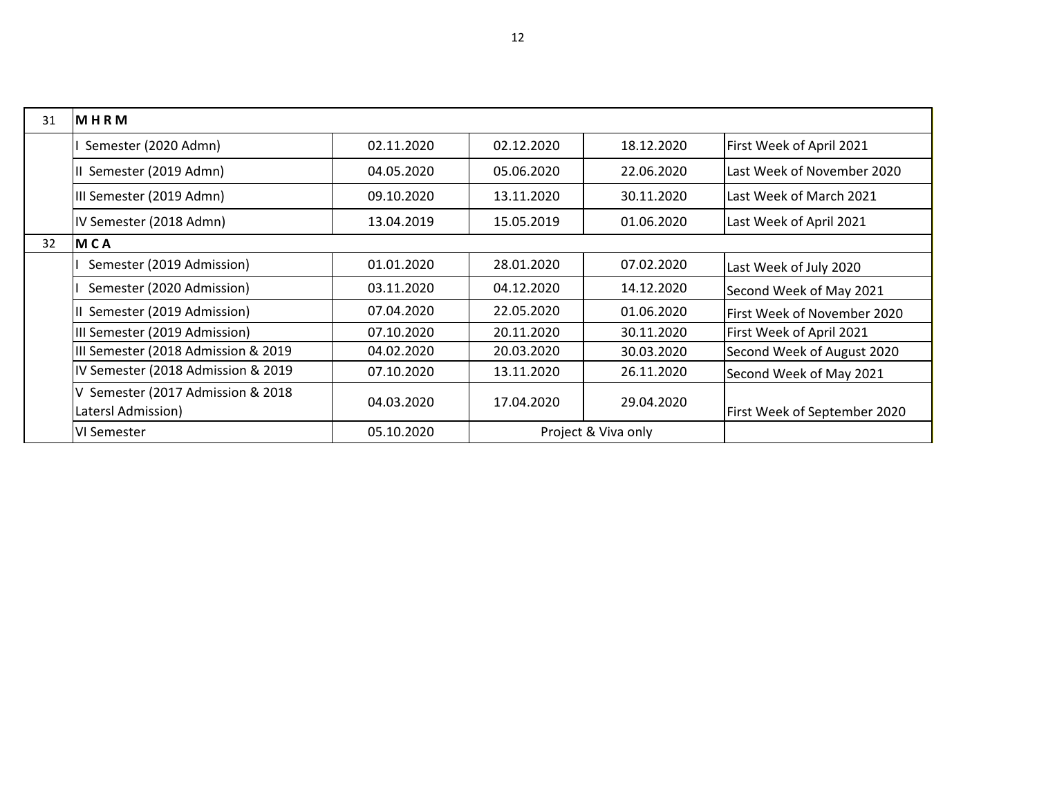| 31 | **M H R M** | | | | |
|---|---|---|---|---|---|
| | I Semester (2020 Admn) | 02.11.2020 | 02.12.2020 | 18.12.2020 | First Week of April 2021 |
| | II Semester (2019 Admn) | 04.05.2020 | 05.06.2020 | 22.06.2020 | Last Week of November 2020 |
| | III Semester (2019 Admn) | 09.10.2020 | 13.11.2020 | 30.11.2020 | Last Week of March 2021 |
| | IV Semester (2018 Admn) | 13.04.2019 | 15.05.2019 | 01.06.2020 | Last Week of April 2021 |
| 32 | **M C A** | | | | |
| | I Semester (2019 Admission) | 01.01.2020 | 28.01.2020 | 07.02.2020 | Last Week of July 2020 |
| | I Semester (2020 Admission) | 03.11.2020 | 04.12.2020 | 14.12.2020 | Second Week of May 2021 |
| | II Semester (2019 Admission) | 07.04.2020 | 22.05.2020 | 01.06.2020 | First Week of November 2020 |
| | III Semester (2019 Admission) | 07.10.2020 | 20.11.2020 | 30.11.2020 | First Week of April 2021 |
| | III Semester (2018 Admission & 2019 | 04.02.2020 | 20.03.2020 | 30.03.2020 | Second Week of August 2020 |
| | IV Semester (2018 Admission & 2019 | 07.10.2020 | 13.11.2020 | 26.11.2020 | Second Week of May 2021 |
| | V Semester (2017 Admission & 2018 Latersl Admission) | 04.03.2020 | 17.04.2020 | 29.04.2020 | First Week of September 2020 |
| | VI Semester | 05.10.2020 | Project & Viva only | | |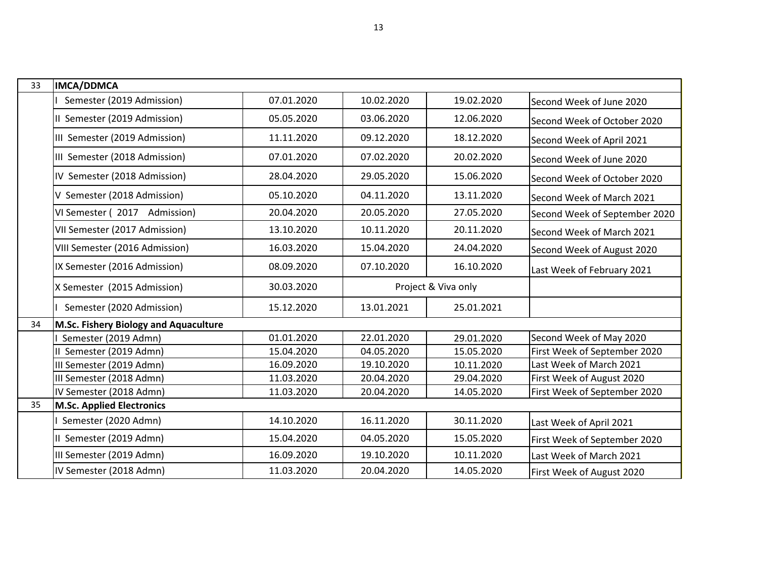| | | | | | |
|---|---|---|---|---|---|
| 33 | **IMCA/DDMCA** | | | | |
| | I Semester (2019 Admission) | 07.01.2020 | 10.02.2020 | 19.02.2020 | Second Week of June 2020 |
| | II Semester (2019 Admission) | 05.05.2020 | 03.06.2020 | 12.06.2020 | Second Week of October 2020 |
| | III Semester (2019 Admission) | 11.11.2020 | 09.12.2020 | 18.12.2020 | Second Week of April 2021 |
| | III Semester (2018 Admission) | 07.01.2020 | 07.02.2020 | 20.02.2020 | Second Week of June 2020 |
| | IV Semester (2018 Admission) | 28.04.2020 | 29.05.2020 | 15.06.2020 | Second Week of October 2020 |
| | V Semester (2018 Admission) | 05.10.2020 | 04.11.2020 | 13.11.2020 | Second Week of March 2021 |
| | VI Semester ( 2017 Admission) | 20.04.2020 | 20.05.2020 | 27.05.2020 | Second Week of September 2020 |
| | VII Semester (2017 Admission) | 13.10.2020 | 10.11.2020 | 20.11.2020 | Second Week of March 2021 |
| | VIII Semester (2016 Admission) | 16.03.2020 | 15.04.2020 | 24.04.2020 | Second Week of August 2020 |
| | IX Semester (2016 Admission) | 08.09.2020 | 07.10.2020 | 16.10.2020 | Last Week of February 2021 |
| | X Semester (2015 Admission) | 30.03.2020 | Project & Viva only | | |
| | I Semester (2020 Admission) | 15.12.2020 | 13.01.2021 | 25.01.2021 | |
| 34 | **M.Sc. Fishery Biology and Aquaculture** | | | | |
| | I Semester (2019 Admn) | 01.01.2020 | 22.01.2020 | 29.01.2020 | Second Week of May 2020 |
| | II Semester (2019 Admn) | 15.04.2020 | 04.05.2020 | 15.05.2020 | First Week of September 2020 |
| | III Semester (2019 Admn) | 16.09.2020 | 19.10.2020 | 10.11.2020 | Last Week of March 2021 |
| | III Semester (2018 Admn) | 11.03.2020 | 20.04.2020 | 29.04.2020 | First Week of August 2020 |
| | IV Semester (2018 Admn) | 11.03.2020 | 20.04.2020 | 14.05.2020 | First Week of September 2020 |
| 35 | **M.Sc. Applied Electronics** | | | | |
| | I Semester (2020 Admn) | 14.10.2020 | 16.11.2020 | 30.11.2020 | Last Week of April 2021 |
| | II Semester (2019 Admn) | 15.04.2020 | 04.05.2020 | 15.05.2020 | First Week of September 2020 |
| | III Semester (2019 Admn) | 16.09.2020 | 19.10.2020 | 10.11.2020 | Last Week of March 2021 |
| | IV Semester (2018 Admn) | 11.03.2020 | 20.04.2020 | 14.05.2020 | First Week of August 2020 |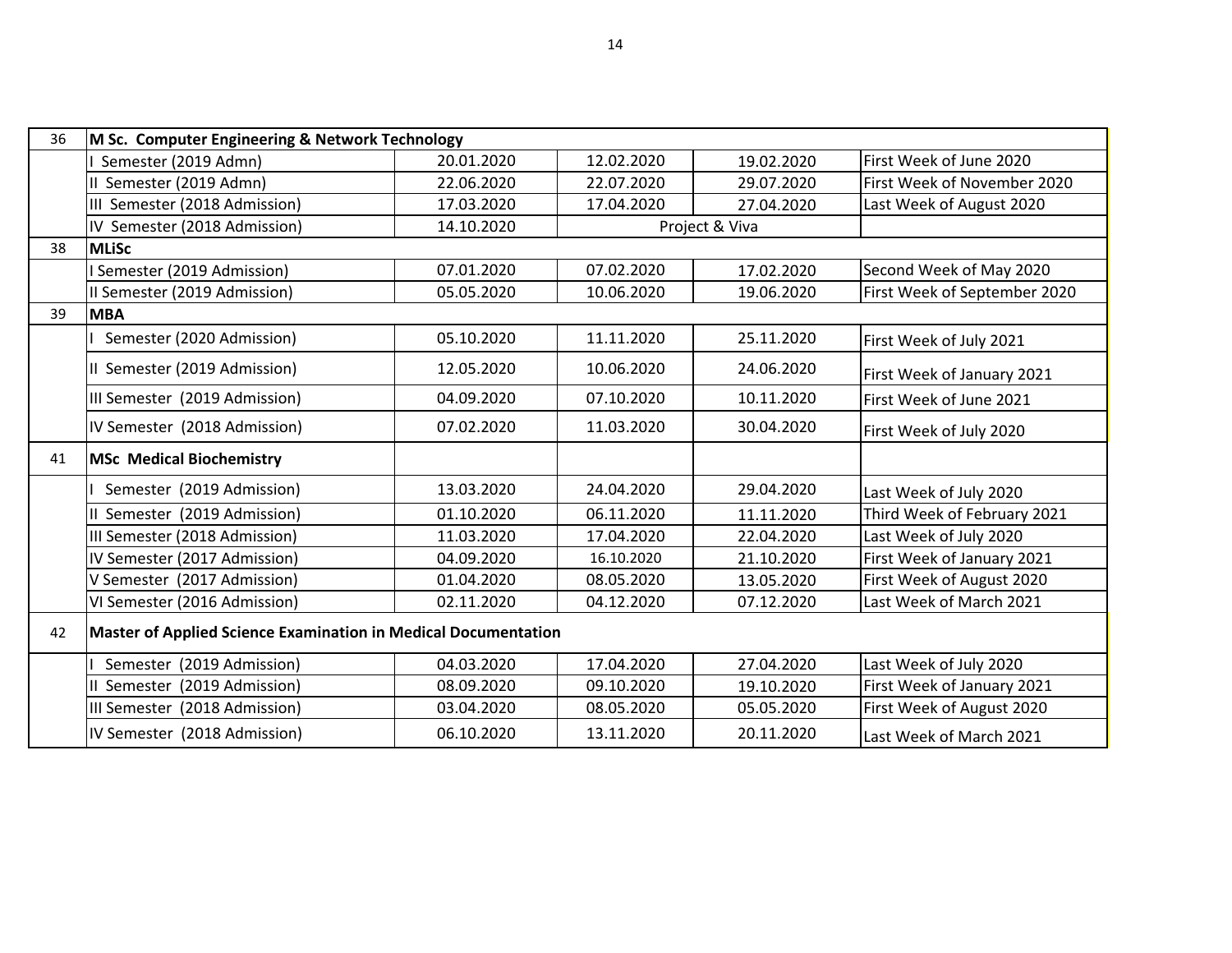| | | | | | |
|---|---|---|---|---|---|
| 36 | **M Sc. Computer Engineering & Network Technology** | | | | |
| | I Semester (2019 Admn) | 20.01.2020 | 12.02.2020 | 19.02.2020 | First Week of June 2020 |
| | II Semester (2019 Admn) | 22.06.2020 | 22.07.2020 | 29.07.2020 | First Week of November 2020 |
| | III Semester (2018 Admission) | 17.03.2020 | 17.04.2020 | 27.04.2020 | Last Week of August 2020 |
| | IV Semester (2018 Admission) | 14.10.2020 | Project & Viva | | |
| 38 | **MLiSc** | | | | |
| | I Semester (2019 Admission) | 07.01.2020 | 07.02.2020 | 17.02.2020 | Second Week of May 2020 |
| | II Semester (2019 Admission) | 05.05.2020 | 10.06.2020 | 19.06.2020 | First Week of September 2020 |
| 39 | **MBA** | | | | |
| | I Semester (2020 Admission) | 05.10.2020 | 11.11.2020 | 25.11.2020 | First Week of July 2021 |
| | II Semester (2019 Admission) | 12.05.2020 | 10.06.2020 | 24.06.2020 | First Week of January 2021 |
| | III Semester (2019 Admission) | 04.09.2020 | 07.10.2020 | 10.11.2020 | First Week of June 2021 |
| | IV Semester (2018 Admission) | 07.02.2020 | 11.03.2020 | 30.04.2020 | First Week of July 2020 |
| 41 | **MSc Medical Biochemistry** | | | | |
| | I Semester (2019 Admission) | 13.03.2020 | 24.04.2020 | 29.04.2020 | Last Week of July 2020 |
| | II Semester (2019 Admission) | 01.10.2020 | 06.11.2020 | 11.11.2020 | Third Week of February 2021 |
| | III Semester (2018 Admission) | 11.03.2020 | 17.04.2020 | 22.04.2020 | Last Week of July 2020 |
| | IV Semester (2017 Admission) | 04.09.2020 | 16.10.2020 | 21.10.2020 | First Week of January 2021 |
| | V Semester (2017 Admission) | 01.04.2020 | 08.05.2020 | 13.05.2020 | First Week of August 2020 |
| | VI Semester (2016 Admission) | 02.11.2020 | 04.12.2020 | 07.12.2020 | Last Week of March 2021 |
| 42 | **Master of Applied Science Examination in Medical Documentation** | | | | |
| | I Semester (2019 Admission) | 04.03.2020 | 17.04.2020 | 27.04.2020 | Last Week of July 2020 |
| | II Semester (2019 Admission) | 08.09.2020 | 09.10.2020 | 19.10.2020 | First Week of January 2021 |
| | III Semester (2018 Admission) | 03.04.2020 | 08.05.2020 | 05.05.2020 | First Week of August 2020 |
| | IV Semester (2018 Admission) | 06.10.2020 | 13.11.2020 | 20.11.2020 | Last Week of March 2021 |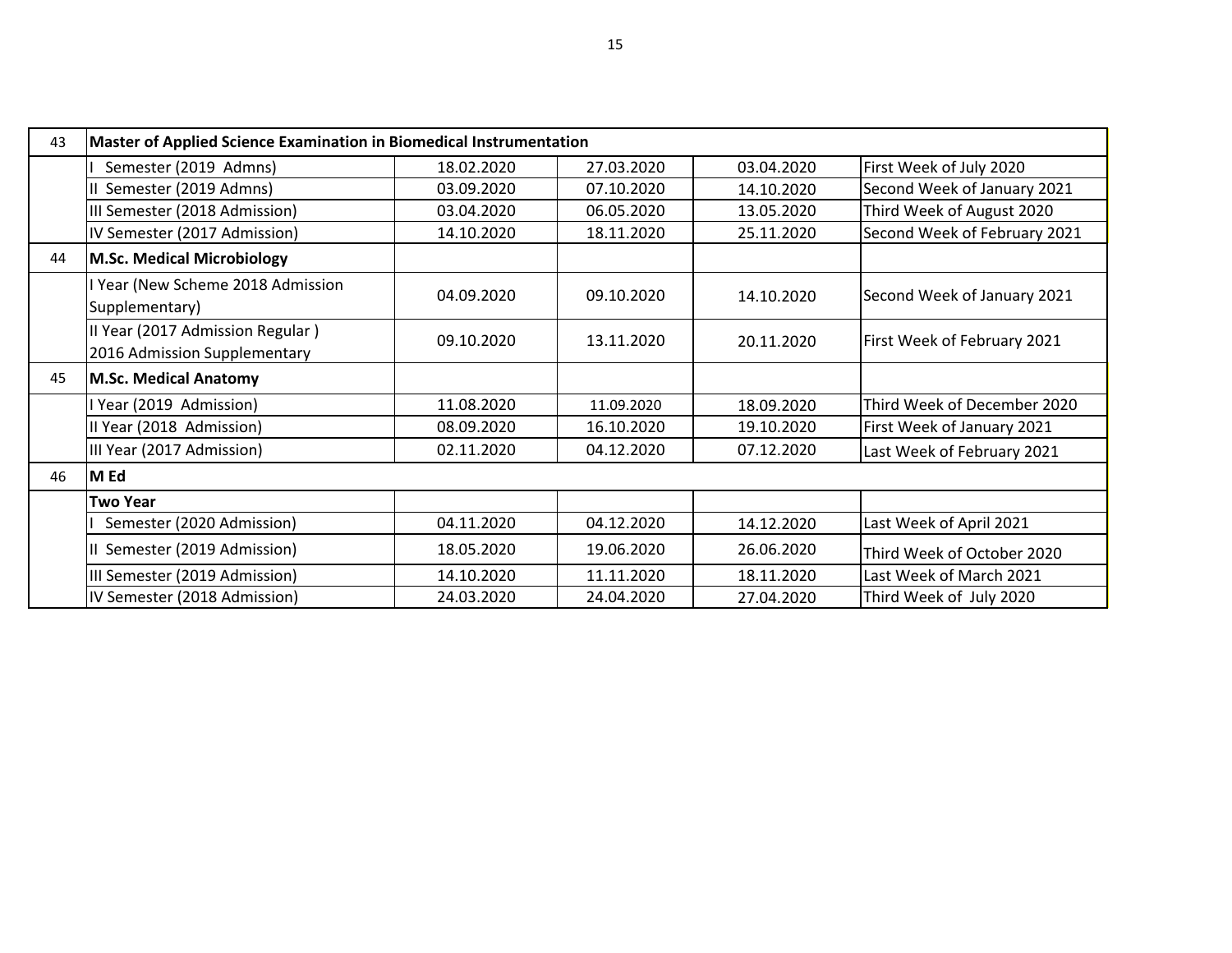| | | | | | |
|---|---|---|---|---|---|
| 43 | **Master of Applied Science Examination in Biomedical Instrumentation** | | | | |
| | I Semester (2019 Admns) | 18.02.2020 | 27.03.2020 | 03.04.2020 | First Week of July 2020 |
| | II Semester (2019 Admns) | 03.09.2020 | 07.10.2020 | 14.10.2020 | Second Week of January 2021 |
| | III Semester (2018 Admission) | 03.04.2020 | 06.05.2020 | 13.05.2020 | Third Week of August 2020 |
| | IV Semester (2017 Admission) | 14.10.2020 | 18.11.2020 | 25.11.2020 | Second Week of February 2021 |
| 44 | **M.Sc. Medical Microbiology** | | | | |
| | I Year (New Scheme 2018 Admission Supplementary) | 04.09.2020 | 09.10.2020 | 14.10.2020 | Second Week of January 2021 |
| | II Year (2017 Admission Regular ) 2016 Admission Supplementary | 09.10.2020 | 13.11.2020 | 20.11.2020 | First Week of February 2021 |
| 45 | **M.Sc. Medical Anatomy** | | | | |
| | I Year (2019 Admission) | 11.08.2020 | 11.09.2020 | 18.09.2020 | Third Week of December 2020 |
| | II Year (2018 Admission) | 08.09.2020 | 16.10.2020 | 19.10.2020 | First Week of January 2021 |
| | III Year (2017 Admission) | 02.11.2020 | 04.12.2020 | 07.12.2020 | Last Week of February 2021 |
| 46 | **M Ed** | | | | |
| | **Two Year** | | | | |
| | I Semester (2020 Admission) | 04.11.2020 | 04.12.2020 | 14.12.2020 | Last Week of April 2021 |
| | II Semester (2019 Admission) | 18.05.2020 | 19.06.2020 | 26.06.2020 | Third Week of October 2020 |
| | III Semester (2019 Admission) | 14.10.2020 | 11.11.2020 | 18.11.2020 | Last Week of March 2021 |
| | IV Semester (2018 Admission) | 24.03.2020 | 24.04.2020 | 27.04.2020 | Third Week of July 2020 |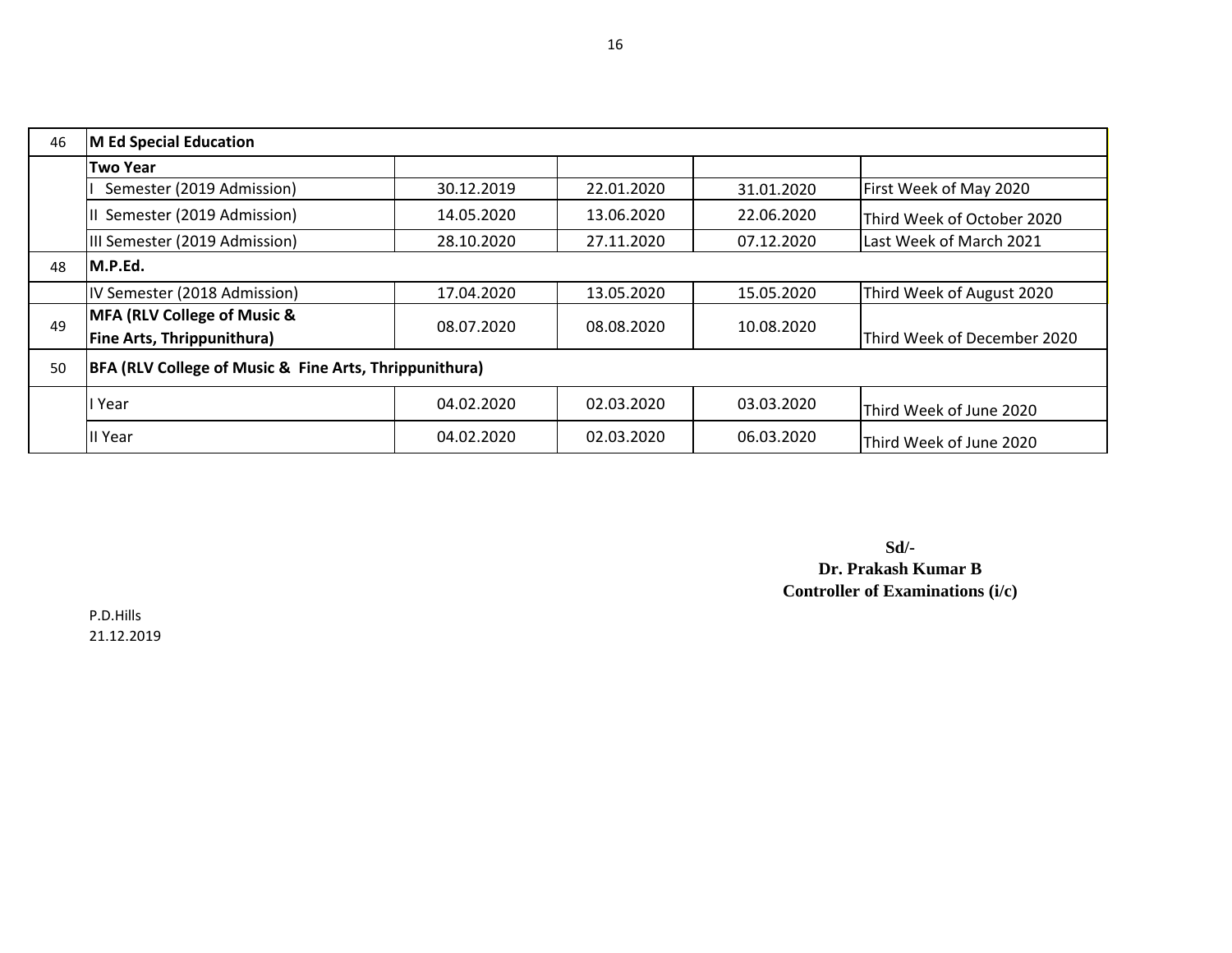| | | | | | |
|---|---|---|---|---|---|
| 46 | **M Ed Special Education** | | | | |
| | **Two Year** | | | | |
| | I Semester (2019 Admission) | 30.12.2019 | 22.01.2020 | 31.01.2020 | First Week of May 2020 |
| | II Semester (2019 Admission) | 14.05.2020 | 13.06.2020 | 22.06.2020 | Third Week of October 2020 |
| | III Semester (2019 Admission) | 28.10.2020 | 27.11.2020 | 07.12.2020 | Last Week of March 2021 |
| 48 | **M.P.Ed.** | | | | |
| | IV Semester (2018 Admission) | 17.04.2020 | 13.05.2020 | 15.05.2020 | Third Week of August 2020 |
| 49 | **MFA (RLV College of Music & Fine Arts, Thrippunithura)** | 08.07.2020 | 08.08.2020 | 10.08.2020 | Third Week of December 2020 |
| 50 | **BFA (RLV College of Music & Fine Arts, Thrippunithura)** | | | | |
| | I Year | 04.02.2020 | 02.03.2020 | 03.03.2020 | Third Week of June 2020 |
| | II Year | 04.02.2020 | 02.03.2020 | 06.03.2020 | Third Week of June 2020 |

**Sd/-**
**Dr. Prakash Kumar B**
**Controller of Examinations (i/c)**

P.D.Hills
21.12.2019